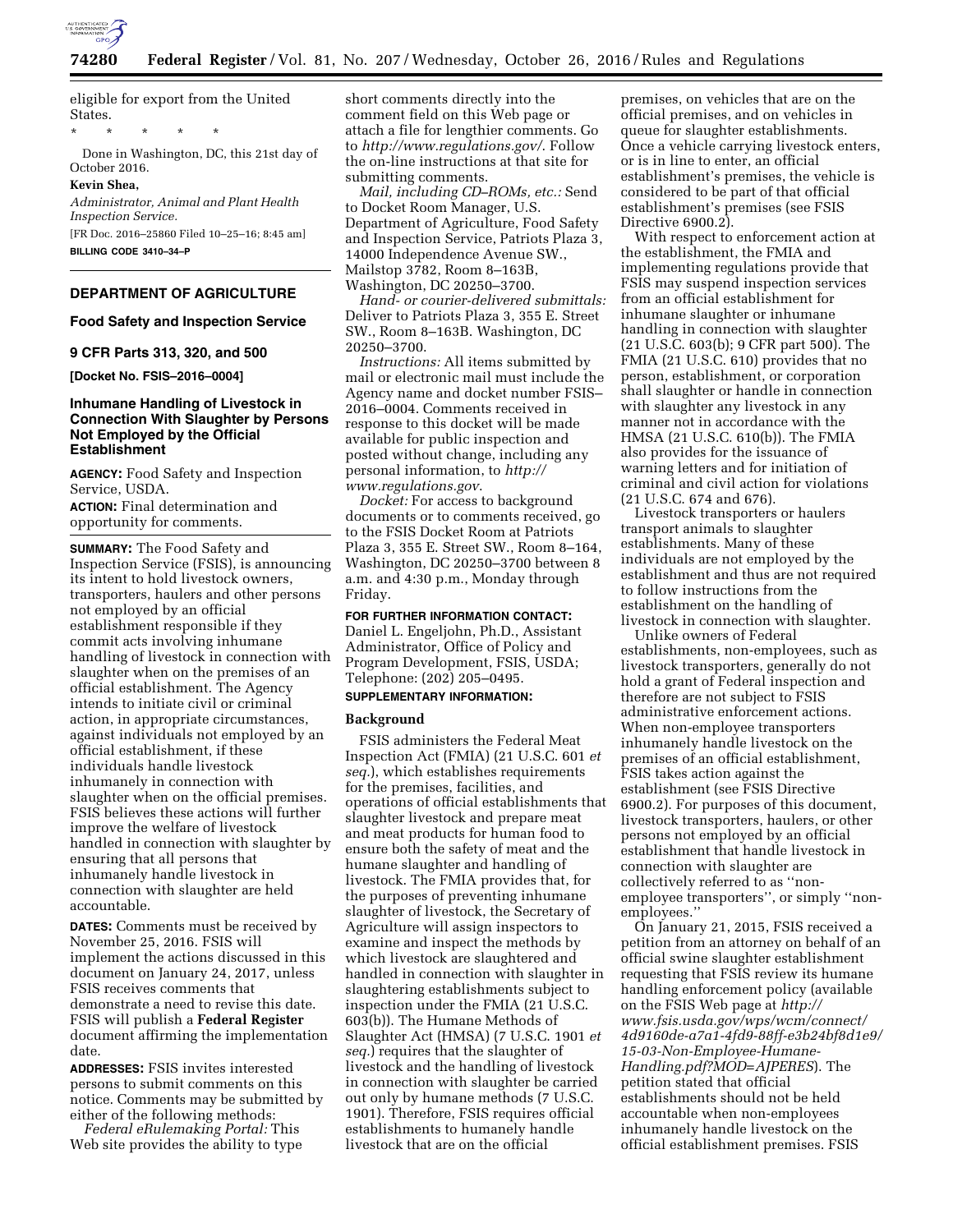eligible for export from the United States.

\* \* \* \* \*

Done in Washington, DC, this 21st day of October 2016.

**Kevin Shea,**

*Administrator, Animal and Plant Health Inspection Service.*

[FR Doc. 2016–25860 Filed 10–25–16; 8:45 am]

**BILLING CODE 3410–34–P**

## DEPARTMENT OF AGRICULTURE

### Food Safety and Inspection Service

### 9 CFR Parts 313, 320, and 500

**[Docket No. FSIS–2016–0004]**

### Inhumane Handling of Livestock in Connection With Slaughter by Persons Not Employed by the Official Establishment

**AGENCY:** Food Safety and Inspection Service, USDA.

**ACTION:** Final determination and opportunity for comments.

**SUMMARY:** The Food Safety and Inspection Service (FSIS), is announcing its intent to hold livestock owners, transporters, haulers and other persons not employed by an official establishment responsible if they commit acts involving inhumane handling of livestock in connection with slaughter when on the premises of an official establishment. The Agency intends to initiate civil or criminal action, in appropriate circumstances, against individuals not employed by an official establishment, if these individuals handle livestock inhumanely in connection with slaughter when on the official premises. FSIS believes these actions will further improve the welfare of livestock handled in connection with slaughter by ensuring that all persons that inhumanely handle livestock in connection with slaughter are held accountable.

**DATES:** Comments must be received by November 25, 2016. FSIS will implement the actions discussed in this document on January 24, 2017, unless FSIS receives comments that demonstrate a need to revise this date. FSIS will publish a **Federal Register** document affirming the implementation date.

**ADDRESSES:** FSIS invites interested persons to submit comments on this notice. Comments may be submitted by either of the following methods:

*Federal eRulemaking Portal:* This Web site provides the ability to type short comments directly into the comment field on this Web page or attach a file for lengthier comments. Go to *http://www.regulations.gov/*. Follow the on-line instructions at that site for submitting comments.

*Mail, including CD–ROMs, etc.:* Send to Docket Room Manager, U.S. Department of Agriculture, Food Safety and Inspection Service, Patriots Plaza 3, 14000 Independence Avenue SW., Mailstop 3782, Room 8–163B, Washington, DC 20250–3700.

*Hand- or courier-delivered submittals:* Deliver to Patriots Plaza 3, 355 E. Street SW., Room 8–163B. Washington, DC 20250–3700.

*Instructions:* All items submitted by mail or electronic mail must include the Agency name and docket number FSIS–2016–0004. Comments received in response to this docket will be made available for public inspection and posted without change, including any personal information, to *http://www.regulations.gov*.

*Docket:* For access to background documents or to comments received, go to the FSIS Docket Room at Patriots Plaza 3, 355 E. Street SW., Room 8–164, Washington, DC 20250–3700 between 8 a.m. and 4:30 p.m., Monday through Friday.

**FOR FURTHER INFORMATION CONTACT:** Daniel L. Engeljohn, Ph.D., Assistant Administrator, Office of Policy and Program Development, FSIS, USDA; Telephone: (202) 205–0495.

**SUPPLEMENTARY INFORMATION:**

#### Background

FSIS administers the Federal Meat Inspection Act (FMIA) (21 U.S.C. 601 *et seq.*), which establishes requirements for the premises, facilities, and operations of official establishments that slaughter livestock and prepare meat and meat products for human food to ensure both the safety of meat and the humane slaughter and handling of livestock. The FMIA provides that, for the purposes of preventing inhumane slaughter of livestock, the Secretary of Agriculture will assign inspectors to examine and inspect the methods by which livestock are slaughtered and handled in connection with slaughter in slaughtering establishments subject to inspection under the FMIA (21 U.S.C. 603(b)). The Humane Methods of Slaughter Act (HMSA) (7 U.S.C. 1901 *et seq.*) requires that the slaughter of livestock and the handling of livestock in connection with slaughter be carried out only by humane methods (7 U.S.C. 1901). Therefore, FSIS requires official establishments to humanely handle livestock that are on the official premises, on vehicles that are on the official premises, and on vehicles in queue for slaughter establishments. Once a vehicle carrying livestock enters, or is in line to enter, an official establishment's premises, the vehicle is considered to be part of that official establishment's premises (see FSIS Directive 6900.2).

With respect to enforcement action at the establishment, the FMIA and implementing regulations provide that FSIS may suspend inspection services from an official establishment for inhumane slaughter or inhumane handling in connection with slaughter (21 U.S.C. 603(b); 9 CFR part 500). The FMIA (21 U.S.C. 610) provides that no person, establishment, or corporation shall slaughter or handle in connection with slaughter any livestock in any manner not in accordance with the HMSA (21 U.S.C. 610(b)). The FMIA also provides for the issuance of warning letters and for initiation of criminal and civil action for violations (21 U.S.C. 674 and 676).

Livestock transporters or haulers transport animals to slaughter establishments. Many of these individuals are not employed by the establishment and thus are not required to follow instructions from the establishment on the handling of livestock in connection with slaughter.

Unlike owners of Federal establishments, non-employees, such as livestock transporters, generally do not hold a grant of Federal inspection and therefore are not subject to FSIS administrative enforcement actions. When non-employee transporters inhumanely handle livestock on the premises of an official establishment, FSIS takes action against the establishment (see FSIS Directive 6900.2). For purposes of this document, livestock transporters, haulers, or other persons not employed by an official establishment that handle livestock in connection with slaughter are collectively referred to as ''non-employee transporters'', or simply ''non-employees.''

On January 21, 2015, FSIS received a petition from an attorney on behalf of an official swine slaughter establishment requesting that FSIS review its humane handling enforcement policy (available on the FSIS Web page at *http://www.fsis.usda.gov/wps/wcm/connect/4d9160de-a7a1-4fd9-88ff-e3b24bf8d1e9/15-03-Non-Employee-Humane-Handling.pdf?MOD=AJPERES*). The petition stated that official establishments should not be held accountable when non-employees inhumanely handle livestock on the official establishment premises. FSIS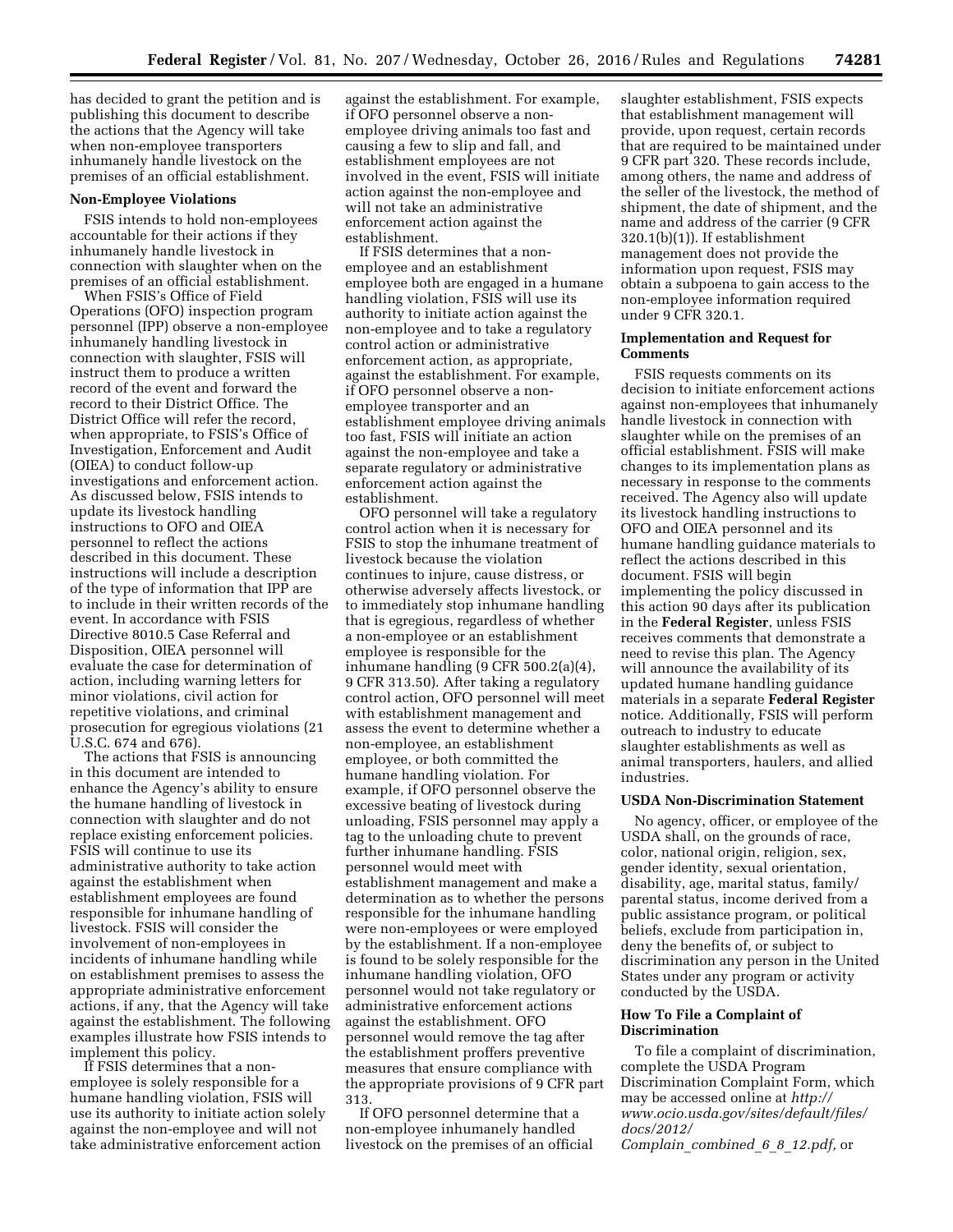has decided to grant the petition and is publishing this document to describe the actions that the Agency will take when non-employee transporters inhumanely handle livestock on the premises of an official establishment.

**Non-Employee Violations**

FSIS intends to hold non-employees accountable for their actions if they inhumanely handle livestock in connection with slaughter when on the premises of an official establishment.

When FSIS's Office of Field Operations (OFO) inspection program personnel (IPP) observe a non-employee inhumanely handling livestock in connection with slaughter, FSIS will instruct them to produce a written record of the event and forward the record to their District Office. The District Office will refer the record, when appropriate, to FSIS's Office of Investigation, Enforcement and Audit (OIEA) to conduct follow-up investigations and enforcement action. As discussed below, FSIS intends to update its livestock handling instructions to OFO and OIEA personnel to reflect the actions described in this document. These instructions will include a description of the type of information that IPP are to include in their written records of the event. In accordance with FSIS Directive 8010.5 Case Referral and Disposition, OIEA personnel will evaluate the case for determination of action, including warning letters for minor violations, civil action for repetitive violations, and criminal prosecution for egregious violations (21 U.S.C. 674 and 676).

The actions that FSIS is announcing in this document are intended to enhance the Agency's ability to ensure the humane handling of livestock in connection with slaughter and do not replace existing enforcement policies. FSIS will continue to use its administrative authority to take action against the establishment when establishment employees are found responsible for inhumane handling of livestock. FSIS will consider the involvement of non-employees in incidents of inhumane handling while on establishment premises to assess the appropriate administrative enforcement actions, if any, that the Agency will take against the establishment. The following examples illustrate how FSIS intends to implement this policy.

If FSIS determines that a non-employee is solely responsible for a humane handling violation, FSIS will use its authority to initiate action solely against the non-employee and will not take administrative enforcement action against the establishment. For example, if OFO personnel observe a non-employee driving animals too fast and causing a few to slip and fall, and establishment employees are not involved in the event, FSIS will initiate action against the non-employee and will not take an administrative enforcement action against the establishment.

If FSIS determines that a non-employee and an establishment employee both are engaged in a humane handling violation, FSIS will use its authority to initiate action against the non-employee and to take a regulatory control action or administrative enforcement action, as appropriate, against the establishment. For example, if OFO personnel observe a non-employee transporter and an establishment employee driving animals too fast, FSIS will initiate an action against the non-employee and take a separate regulatory or administrative enforcement action against the establishment.

OFO personnel will take a regulatory control action when it is necessary for FSIS to stop the inhumane treatment of livestock because the violation continues to injure, cause distress, or otherwise adversely affects livestock, or to immediately stop inhumane handling that is egregious, regardless of whether a non-employee or an establishment employee is responsible for the inhumane handling (9 CFR 500.2(a)(4), 9 CFR 313.50). After taking a regulatory control action, OFO personnel will meet with establishment management and assess the event to determine whether a non-employee, an establishment employee, or both committed the humane handling violation. For example, if OFO personnel observe the excessive beating of livestock during unloading, FSIS personnel may apply a tag to the unloading chute to prevent further inhumane handling. FSIS personnel would meet with establishment management and make a determination as to whether the persons responsible for the inhumane handling were non-employees or were employed by the establishment. If a non-employee is found to be solely responsible for the inhumane handling violation, OFO personnel would not take regulatory or administrative enforcement actions against the establishment. OFO personnel would remove the tag after the establishment proffers preventive measures that ensure compliance with the appropriate provisions of 9 CFR part 313.

If OFO personnel determine that a non-employee inhumanely handled livestock on the premises of an official slaughter establishment, FSIS expects that establishment management will provide, upon request, certain records that are required to be maintained under 9 CFR part 320. These records include, among others, the name and address of the seller of the livestock, the method of shipment, the date of shipment, and the name and address of the carrier (9 CFR 320.1(b)(1)). If establishment management does not provide the information upon request, FSIS may obtain a subpoena to gain access to the non-employee information required under 9 CFR 320.1.

**Implementation and Request for Comments**

FSIS requests comments on its decision to initiate enforcement actions against non-employees that inhumanely handle livestock in connection with slaughter while on the premises of an official establishment. FSIS will make changes to its implementation plans as necessary in response to the comments received. The Agency also will update its livestock handling instructions to OFO and OIEA personnel and its humane handling guidance materials to reflect the actions described in this document. FSIS will begin implementing the policy discussed in this action 90 days after its publication in the **Federal Register**, unless FSIS receives comments that demonstrate a need to revise this plan. The Agency will announce the availability of its updated humane handling guidance materials in a separate **Federal Register** notice. Additionally, FSIS will perform outreach to industry to educate slaughter establishments as well as animal transporters, haulers, and allied industries.

**USDA Non-Discrimination Statement**

No agency, officer, or employee of the USDA shall, on the grounds of race, color, national origin, religion, sex, gender identity, sexual orientation, disability, age, marital status, family/parental status, income derived from a public assistance program, or political beliefs, exclude from participation in, deny the benefits of, or subject to discrimination any person in the United States under any program or activity conducted by the USDA.

**How To File a Complaint of Discrimination**

To file a complaint of discrimination, complete the USDA Program Discrimination Complaint Form, which may be accessed online at *http://www.ocio.usda.gov/sites/default/files/docs/2012/Complain_combined_6_8_12.pdf,* or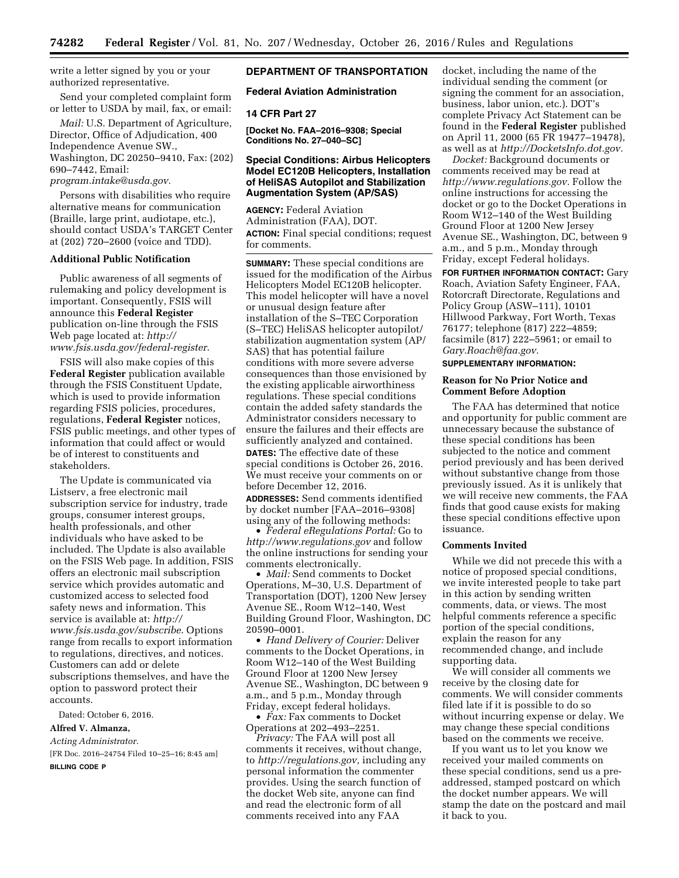write a letter signed by you or your authorized representative.

Send your completed complaint form or letter to USDA by mail, fax, or email:

*Mail:* U.S. Department of Agriculture, Director, Office of Adjudication, 400 Independence Avenue SW., Washington, DC 20250–9410, Fax: (202) 690–7442, Email: *program.intake@usda.gov.*

Persons with disabilities who require alternative means for communication (Braille, large print, audiotape, etc.), should contact USDA's TARGET Center at (202) 720–2600 (voice and TDD).

### Additional Public Notification

Public awareness of all segments of rulemaking and policy development is important. Consequently, FSIS will announce this **Federal Register** publication on-line through the FSIS Web page located at: *http://www.fsis.usda.gov/federal-register.*

FSIS will also make copies of this **Federal Register** publication available through the FSIS Constituent Update, which is used to provide information regarding FSIS policies, procedures, regulations, **Federal Register** notices, FSIS public meetings, and other types of information that could affect or would be of interest to constituents and stakeholders.

The Update is communicated via Listserv, a free electronic mail subscription service for industry, trade groups, consumer interest groups, health professionals, and other individuals who have asked to be included. The Update is also available on the FSIS Web page. In addition, FSIS offers an electronic mail subscription service which provides automatic and customized access to selected food safety news and information. This service is available at: *http://www.fsis.usda.gov/subscribe.* Options range from recalls to export information to regulations, directives, and notices. Customers can add or delete subscriptions themselves, and have the option to password protect their accounts.

Dated: October 6, 2016.

**Alfred V. Almanza,**

*Acting Administrator.*

[FR Doc. 2016–24754 Filed 10–25–16; 8:45 am]

**BILLING CODE P**

## DEPARTMENT OF TRANSPORTATION

### Federal Aviation Administration

### 14 CFR Part 27

**[Docket No. FAA–2016–9308; Special Conditions No. 27–040–SC]**

### Special Conditions: Airbus Helicopters Model EC120B Helicopters, Installation of HeliSAS Autopilot and Stabilization Augmentation System (AP/SAS)

**AGENCY:** Federal Aviation Administration (FAA), DOT.

**ACTION:** Final special conditions; request for comments.

**SUMMARY:** These special conditions are issued for the modification of the Airbus Helicopters Model EC120B helicopter. This model helicopter will have a novel or unusual design feature after installation of the S–TEC Corporation (S–TEC) HeliSAS helicopter autopilot/stabilization augmentation system (AP/SAS) that has potential failure conditions with more severe adverse consequences than those envisioned by the existing applicable airworthiness regulations. These special conditions contain the added safety standards the Administrator considers necessary to ensure the failures and their effects are sufficiently analyzed and contained.

**DATES:** The effective date of these special conditions is October 26, 2016. We must receive your comments on or before December 12, 2016.

**ADDRESSES:** Send comments identified by docket number [FAA–2016–9308] using any of the following methods:

- *Federal eRegulations Portal:* Go to *http://www.regulations.gov* and follow the online instructions for sending your comments electronically.
- *Mail:* Send comments to Docket Operations, M–30, U.S. Department of Transportation (DOT), 1200 New Jersey Avenue SE., Room W12–140, West Building Ground Floor, Washington, DC 20590–0001.
- *Hand Delivery of Courier:* Deliver comments to the Docket Operations, in Room W12–140 of the West Building Ground Floor at 1200 New Jersey Avenue SE., Washington, DC between 9 a.m., and 5 p.m., Monday through Friday, except federal holidays.
- *Fax:* Fax comments to Docket Operations at 202–493–2251.

*Privacy:* The FAA will post all comments it receives, without change, to *http://regulations.gov,* including any personal information the commenter provides. Using the search function of the docket Web site, anyone can find and read the electronic form of all comments received into any FAA docket, including the name of the individual sending the comment (or signing the comment for an association, business, labor union, etc.). DOT's complete Privacy Act Statement can be found in the **Federal Register** published on April 11, 2000 (65 FR 19477–19478), as well as at *http://DocketsInfo.dot.gov.*

*Docket:* Background documents or comments received may be read at *http://www.regulations.gov.* Follow the online instructions for accessing the docket or go to the Docket Operations in Room W12–140 of the West Building Ground Floor at 1200 New Jersey Avenue SE., Washington, DC, between 9 a.m., and 5 p.m., Monday through Friday, except Federal holidays.

**FOR FURTHER INFORMATION CONTACT:** Gary Roach, Aviation Safety Engineer, FAA, Rotorcraft Directorate, Regulations and Policy Group (ASW–111), 10101 Hillwood Parkway, Fort Worth, Texas 76177; telephone (817) 222–4859; facsimile (817) 222–5961; or email to *Gary.Roach@faa.gov.*

**SUPPLEMENTARY INFORMATION:**

### Reason for No Prior Notice and Comment Before Adoption

The FAA has determined that notice and opportunity for public comment are unnecessary because the substance of these special conditions has been subjected to the notice and comment period previously and has been derived without substantive change from those previously issued. As it is unlikely that we will receive new comments, the FAA finds that good cause exists for making these special conditions effective upon issuance.

### Comments Invited

While we did not precede this with a notice of proposed special conditions, we invite interested people to take part in this action by sending written comments, data, or views. The most helpful comments reference a specific portion of the special conditions, explain the reason for any recommended change, and include supporting data.

We will consider all comments we receive by the closing date for comments. We will consider comments filed late if it is possible to do so without incurring expense or delay. We may change these special conditions based on the comments we receive.

If you want us to let you know we received your mailed comments on these special conditions, send us a pre-addressed, stamped postcard on which the docket number appears. We will stamp the date on the postcard and mail it back to you.